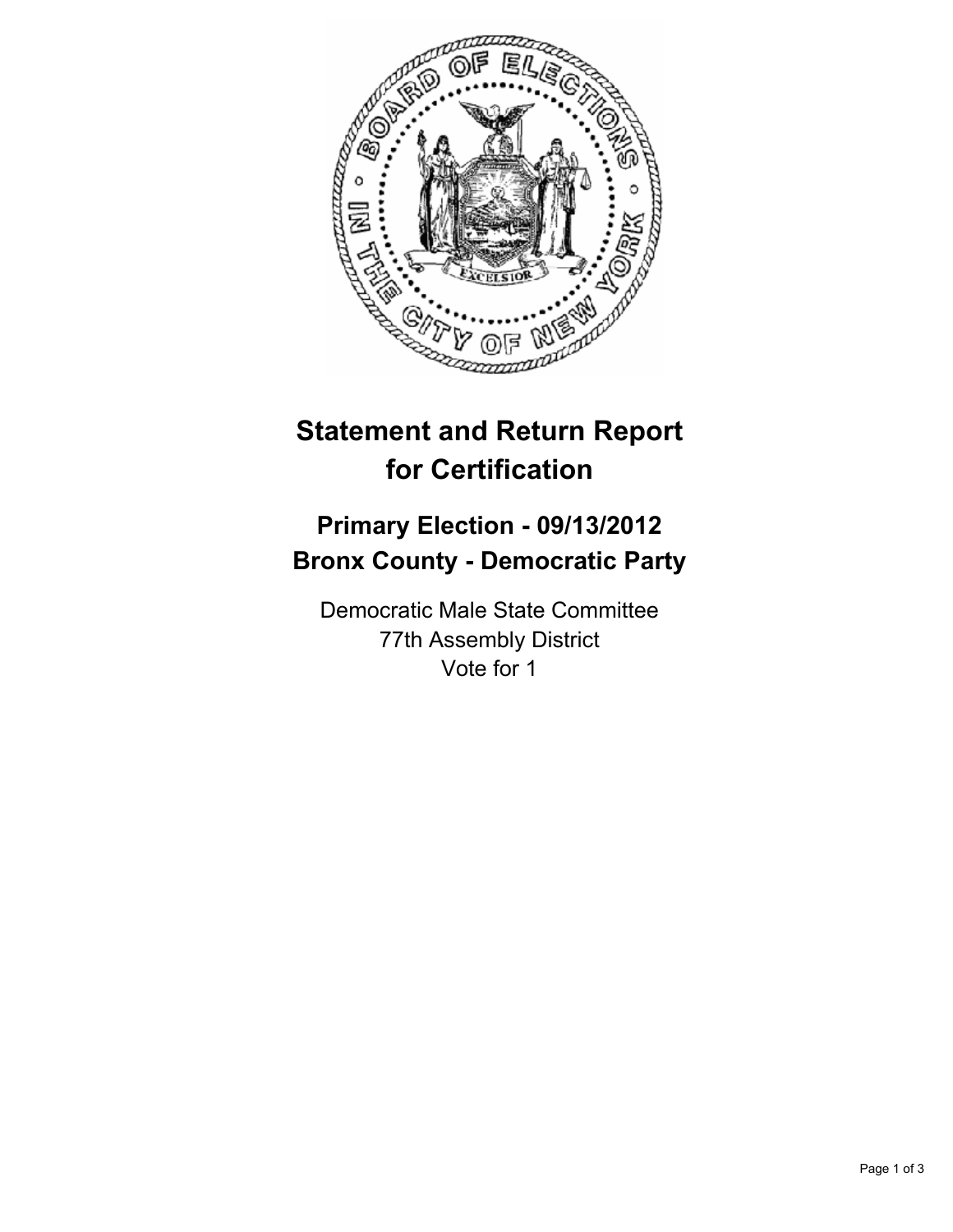# Statement and Return Report for Certification

## Primary Election - 09/13/2012
## Bronx County - Democratic Party

Democratic Male State Committee
77th Assembly District
Vote for 1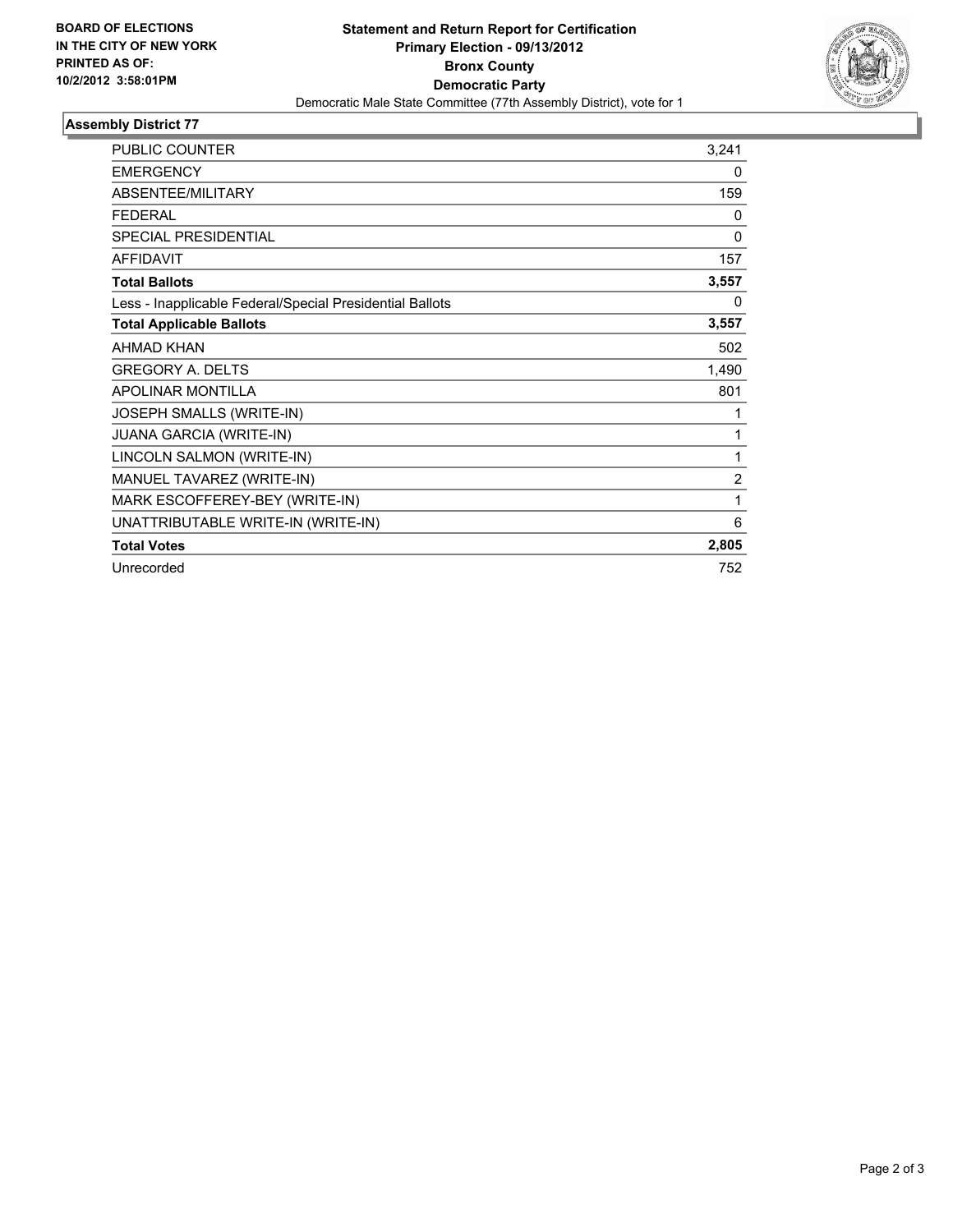**BOARD OF ELECTIONS IN THE CITY OF NEW YORK PRINTED AS OF: 10/2/2012 3:58:01PM**

# Statement and Return Report for Certification
## Primary Election - 09/13/2012
## Bronx County
## Democratic Party

Democratic Male State Committee (77th Assembly District), vote for 1

### Assembly District 77

| | |
|---|---|
| PUBLIC COUNTER | 3,241 |
| EMERGENCY | 0 |
| ABSENTEE/MILITARY | 159 |
| FEDERAL | 0 |
| SPECIAL PRESIDENTIAL | 0 |
| AFFIDAVIT | 157 |
| **Total Ballots** | **3,557** |
| Less - Inapplicable Federal/Special Presidential Ballots | 0 |
| **Total Applicable Ballots** | **3,557** |
| AHMAD KHAN | 502 |
| GREGORY A. DELTS | 1,490 |
| APOLINAR MONTILLA | 801 |
| JOSEPH SMALLS (WRITE-IN) | 1 |
| JUANA GARCIA (WRITE-IN) | 1 |
| LINCOLN SALMON (WRITE-IN) | 1 |
| MANUEL TAVAREZ (WRITE-IN) | 2 |
| MARK ESCOFFEREY-BEY (WRITE-IN) | 1 |
| UNATTRIBUTABLE WRITE-IN (WRITE-IN) | 6 |
| **Total Votes** | **2,805** |
| Unrecorded | 752 |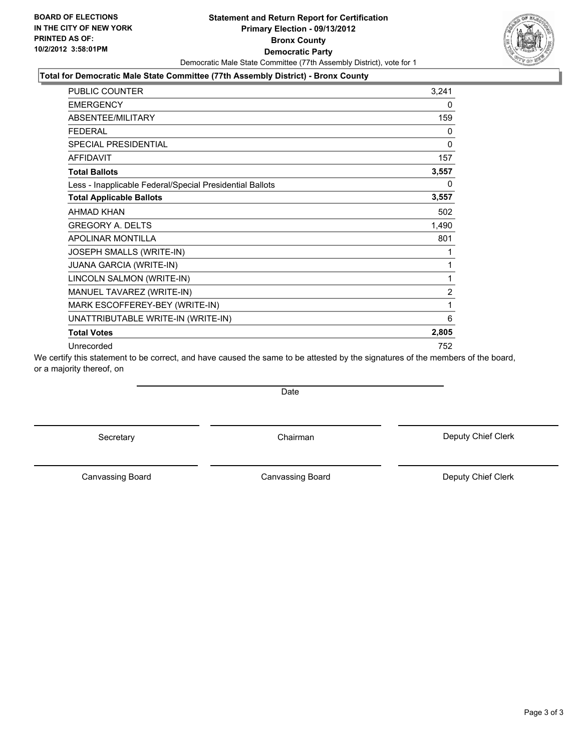**BOARD OF ELECTIONS IN THE CITY OF NEW YORK PRINTED AS OF: 10/2/2012 3:58:01PM**

**Statement and Return Report for Certification**
**Primary Election - 09/13/2012**
**Bronx County**
**Democratic Party**
Democratic Male State Committee (77th Assembly District), vote for 1

**Total for Democratic Male State Committee (77th Assembly District) - Bronx County**

| | |
|---|---|
| PUBLIC COUNTER | 3,241 |
| EMERGENCY | 0 |
| ABSENTEE/MILITARY | 159 |
| FEDERAL | 0 |
| SPECIAL PRESIDENTIAL | 0 |
| AFFIDAVIT | 157 |
| **Total Ballots** | **3,557** |
| Less - Inapplicable Federal/Special Presidential Ballots | 0 |
| **Total Applicable Ballots** | **3,557** |
| AHMAD KHAN | 502 |
| GREGORY A. DELTS | 1,490 |
| APOLINAR MONTILLA | 801 |
| JOSEPH SMALLS (WRITE-IN) | 1 |
| JUANA GARCIA (WRITE-IN) | 1 |
| LINCOLN SALMON (WRITE-IN) | 1 |
| MANUEL TAVAREZ (WRITE-IN) | 2 |
| MARK ESCOFFEREY-BEY (WRITE-IN) | 1 |
| UNATTRIBUTABLE WRITE-IN (WRITE-IN) | 6 |
| **Total Votes** | **2,805** |
| Unrecorded | 752 |

We certify this statement to be correct, and have caused the same to be attested by the signatures of the members of the board, or a majority thereof, on

Date

Secretary | Chairman | Deputy Chief Clerk

Canvassing Board | Canvassing Board | Deputy Chief Clerk